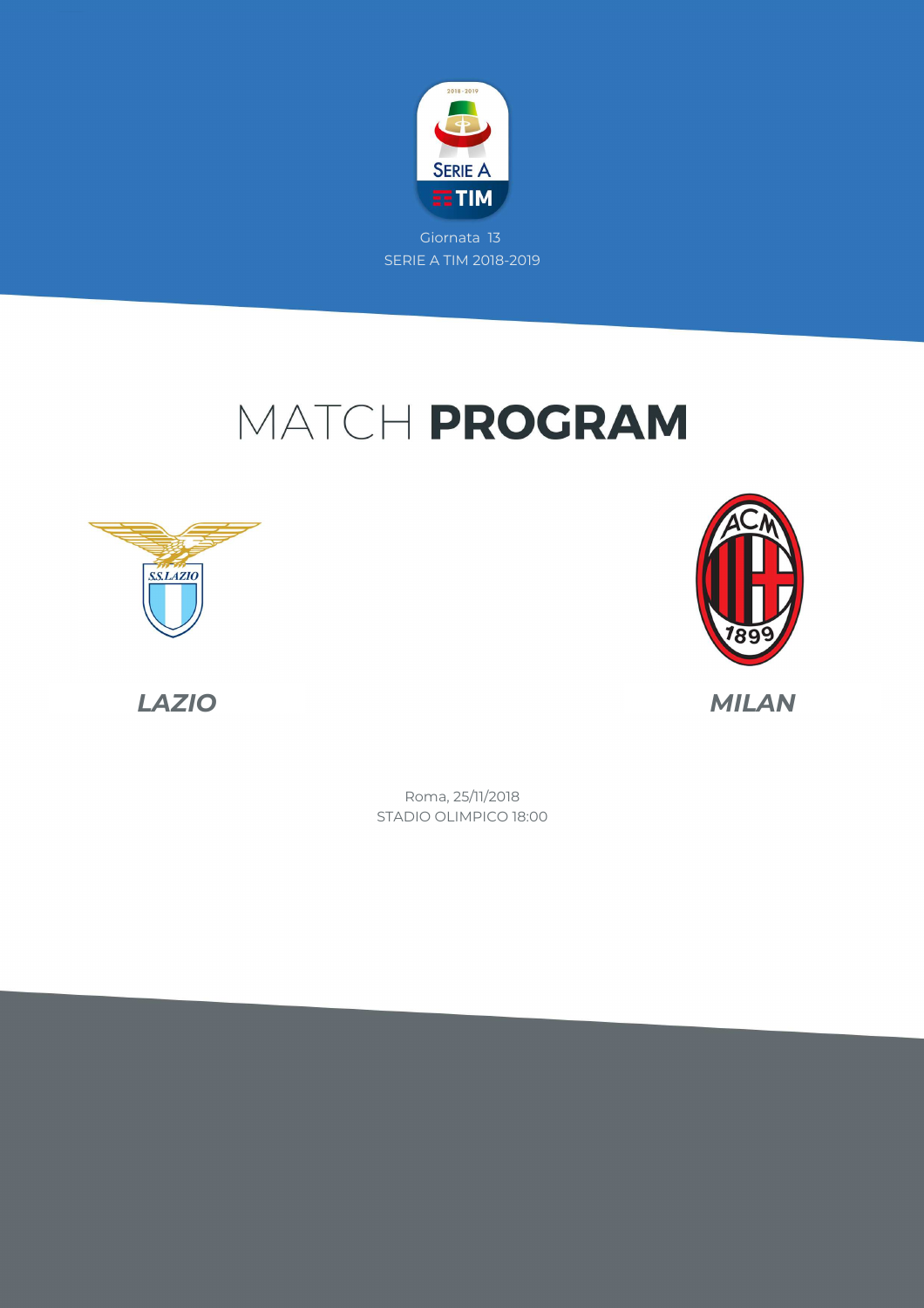Giornata 13
SERIE A TIM 2018-2019

# MATCH **PROGRAM**

**LAZIO** — **MILAN**

Roma, 25/11/2018
STADIO OLIMPICO 18:00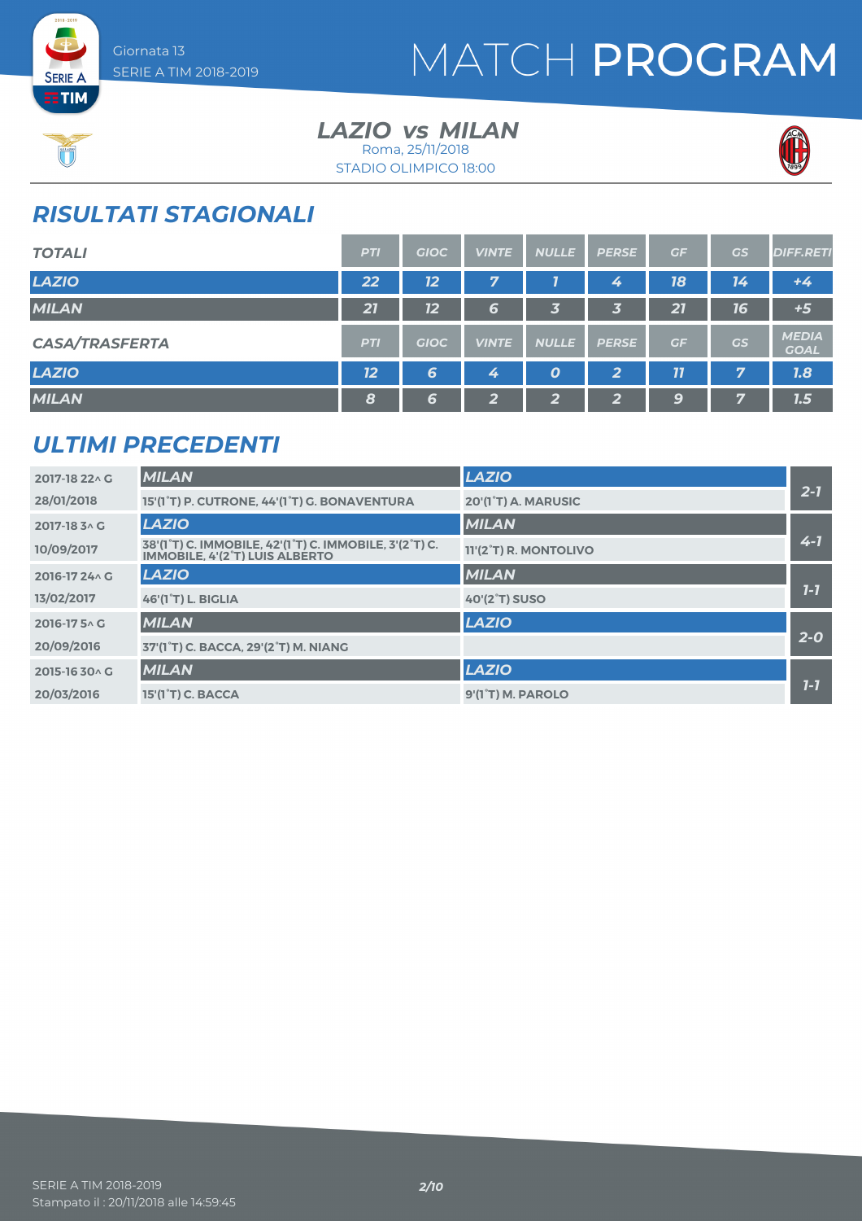# MATCH PROGRAM

Giornata 13
SERIE A TIM 2018-2019

## LAZIO vs MILAN

Roma, 25/11/2018
STADIO OLIMPICO 18:00

## RISULTATI STAGIONALI

| TOTALI | PTI | GIOC | VINTE | NULLE | PERSE | GF | GS | DIFF.RETI |
|---|---|---|---|---|---|---|---|---|
| LAZIO | 22 | 12 | 7 | 1 | 4 | 18 | 14 | +4 |
| MILAN | 21 | 12 | 6 | 3 | 3 | 21 | 16 | +5 |

| CASA/TRASFERTA | PTI | GIOC | VINTE | NULLE | PERSE | GF | GS | MEDIA GOAL |
|---|---|---|---|---|---|---|---|---|
| LAZIO | 12 | 6 | 4 | 0 | 2 | 11 | 7 | 1.8 |
| MILAN | 8 | 6 | 2 | 2 | 2 | 9 | 7 | 1.5 |

## ULTIMI PRECEDENTI

| Giornata / Data | Casa | Trasferta | Risultato |
|---|---|---|---|
| 2017-18 22^ G | MILAN | LAZIO | 2-1 |
| 28/01/2018 | 15'(1°T) P. CUTRONE, 44'(1°T) G. BONAVENTURA | 20'(1°T) A. MARUSIC | |
| 2017-18 3^ G | LAZIO | MILAN | 4-1 |
| 10/09/2017 | 38'(1°T) C. IMMOBILE, 42'(1°T) C. IMMOBILE, 3'(2°T) C. IMMOBILE, 4'(2°T) LUIS ALBERTO | 11'(2°T) R. MONTOLIVO | |
| 2016-17 24^ G | LAZIO | MILAN | 1-1 |
| 13/02/2017 | 46'(1°T) L. BIGLIA | 40'(2°T) SUSO | |
| 2016-17 5^ G | MILAN | LAZIO | 2-0 |
| 20/09/2016 | 37'(1°T) C. BACCA, 29'(2°T) M. NIANG | | |
| 2015-16 30^ G | MILAN | LAZIO | 1-1 |
| 20/03/2016 | 15'(1°T) C. BACCA | 9'(1°T) M. PAROLO | |

SERIE A TIM 2018-2019
Stampato il : 20/11/2018 alle 14:59:45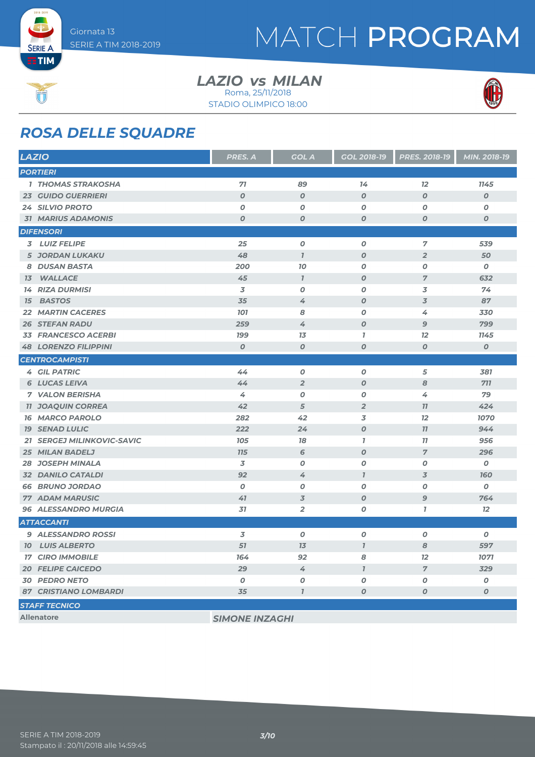# MATCH PROGRAM

Giornata 13
SERIE A TIM 2018-2019

## LAZIO vs MILAN

Roma, 25/11/2018
STADIO OLIMPICO 18:00

## ROSA DELLE SQUADRE

| LAZIO | PRES. A | GOL A | GOL 2018-19 | PRES. 2018-19 | MIN. 2018-19 |
|---|---|---|---|---|---|
| **PORTIERI** | | | | | |
| 1 THOMAS STRAKOSHA | 71 | 89 | 14 | 12 | 1145 |
| 23 GUIDO GUERRIERI | 0 | 0 | 0 | 0 | 0 |
| 24 SILVIO PROTO | 0 | 0 | 0 | 0 | 0 |
| 31 MARIUS ADAMONIS | 0 | 0 | 0 | 0 | 0 |
| **DIFENSORI** | | | | | |
| 3 LUIZ FELIPE | 25 | 0 | 0 | 7 | 539 |
| 5 JORDAN LUKAKU | 48 | 1 | 0 | 2 | 50 |
| 8 DUSAN BASTA | 200 | 10 | 0 | 0 | 0 |
| 13 WALLACE | 45 | 1 | 0 | 7 | 632 |
| 14 RIZA DURMISI | 3 | 0 | 0 | 3 | 74 |
| 15 BASTOS | 35 | 4 | 0 | 3 | 87 |
| 22 MARTIN CACERES | 101 | 8 | 0 | 4 | 330 |
| 26 STEFAN RADU | 259 | 4 | 0 | 9 | 799 |
| 33 FRANCESCO ACERBI | 199 | 13 | 1 | 12 | 1145 |
| 48 LORENZO FILIPPINI | 0 | 0 | 0 | 0 | 0 |
| **CENTROCAMPISTI** | | | | | |
| 4 GIL PATRIC | 44 | 0 | 0 | 5 | 381 |
| 6 LUCAS LEIVA | 44 | 2 | 0 | 8 | 711 |
| 7 VALON BERISHA | 4 | 0 | 0 | 4 | 79 |
| 11 JOAQUIN CORREA | 42 | 5 | 2 | 11 | 424 |
| 16 MARCO PAROLO | 282 | 42 | 3 | 12 | 1070 |
| 19 SENAD LULIC | 222 | 24 | 0 | 11 | 944 |
| 21 SERGEJ MILINKOVIC-SAVIC | 105 | 18 | 1 | 11 | 956 |
| 25 MILAN BADELJ | 115 | 6 | 0 | 7 | 296 |
| 28 JOSEPH MINALA | 3 | 0 | 0 | 0 | 0 |
| 32 DANILO CATALDI | 92 | 4 | 1 | 3 | 160 |
| 66 BRUNO JORDAO | 0 | 0 | 0 | 0 | 0 |
| 77 ADAM MARUSIC | 41 | 3 | 0 | 9 | 764 |
| 96 ALESSANDRO MURGIA | 31 | 2 | 0 | 1 | 12 |
| **ATTACCANTI** | | | | | |
| 9 ALESSANDRO ROSSI | 3 | 0 | 0 | 0 | 0 |
| 10 LUIS ALBERTO | 51 | 13 | 1 | 8 | 597 |
| 17 CIRO IMMOBILE | 164 | 92 | 8 | 12 | 1071 |
| 20 FELIPE CAICEDO | 29 | 4 | 1 | 7 | 329 |
| 30 PEDRO NETO | 0 | 0 | 0 | 0 | 0 |
| 87 CRISTIANO LOMBARDI | 35 | 1 | 0 | 0 | 0 |
| **STAFF TECNICO** | | | | | |
| Allenatore | SIMONE INZAGHI | | | | |

Stampato il : 20/11/2018 alle 14:59:45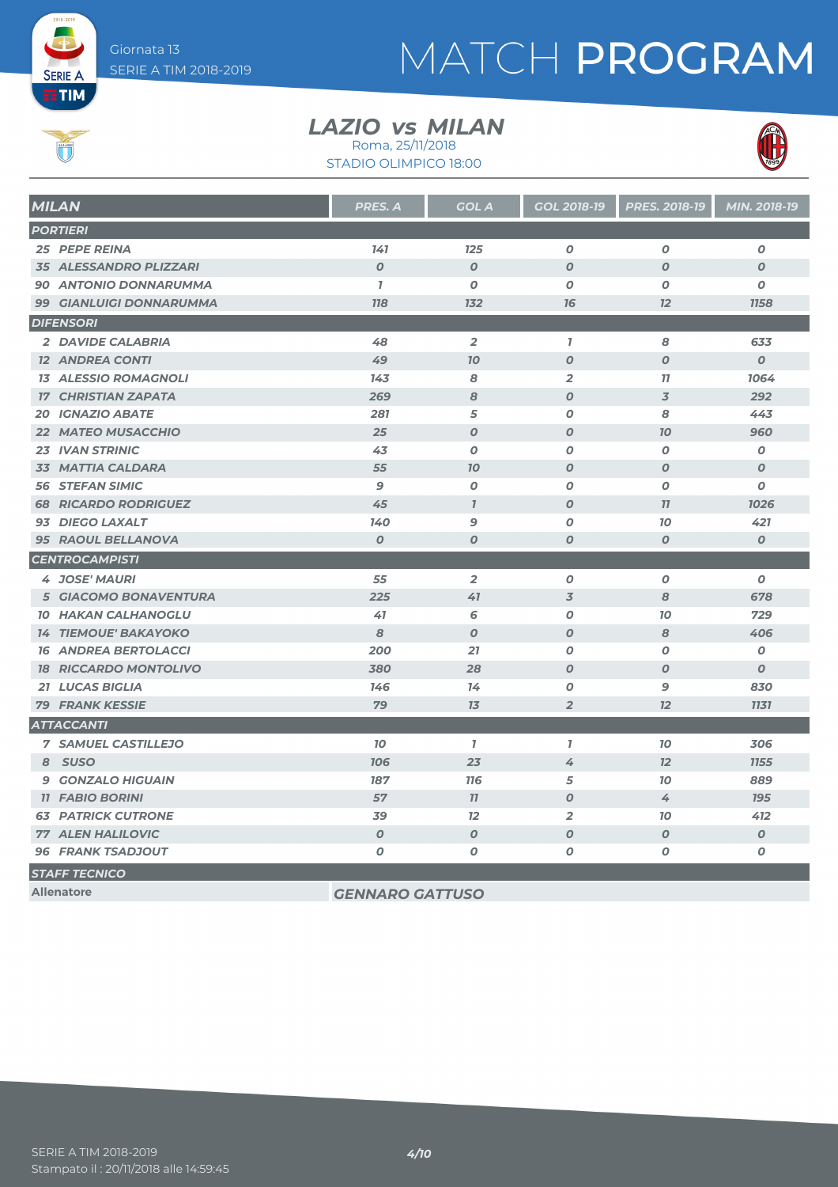# MATCH PROGRAM

Giornata 13
SERIE A TIM 2018-2019

## LAZIO vs MILAN

Roma, 25/11/2018
STADIO OLIMPICO 18:00

| MILAN | PRES. A | GOL A | GOL 2018-19 | PRES. 2018-19 | MIN. 2018-19 |
|---|---|---|---|---|---|
| **PORTIERI** | | | | | |
| 25 PEPE REINA | 141 | 125 | 0 | 0 | 0 |
| 35 ALESSANDRO PLIZZARI | 0 | 0 | 0 | 0 | 0 |
| 90 ANTONIO DONNARUMMA | 1 | 0 | 0 | 0 | 0 |
| 99 GIANLUIGI DONNARUMMA | 118 | 132 | 16 | 12 | 1158 |
| **DIFENSORI** | | | | | |
| 2 DAVIDE CALABRIA | 48 | 2 | 1 | 8 | 633 |
| 12 ANDREA CONTI | 49 | 10 | 0 | 0 | 0 |
| 13 ALESSIO ROMAGNOLI | 143 | 8 | 2 | 11 | 1064 |
| 17 CHRISTIAN ZAPATA | 269 | 8 | 0 | 3 | 292 |
| 20 IGNAZIO ABATE | 281 | 5 | 0 | 8 | 443 |
| 22 MATEO MUSACCHIO | 25 | 0 | 0 | 10 | 960 |
| 23 IVAN STRINIC | 43 | 0 | 0 | 0 | 0 |
| 33 MATTIA CALDARA | 55 | 10 | 0 | 0 | 0 |
| 56 STEFAN SIMIC | 9 | 0 | 0 | 0 | 0 |
| 68 RICARDO RODRIGUEZ | 45 | 1 | 0 | 11 | 1026 |
| 93 DIEGO LAXALT | 140 | 9 | 0 | 10 | 421 |
| 95 RAOUL BELLANOVA | 0 | 0 | 0 | 0 | 0 |
| **CENTROCAMPISTI** | | | | | |
| 4 JOSE' MAURI | 55 | 2 | 0 | 0 | 0 |
| 5 GIACOMO BONAVENTURA | 225 | 41 | 3 | 8 | 678 |
| 10 HAKAN CALHANOGLU | 41 | 6 | 0 | 10 | 729 |
| 14 TIEMOUE' BAKAYOKO | 8 | 0 | 0 | 8 | 406 |
| 16 ANDREA BERTOLACCI | 200 | 21 | 0 | 0 | 0 |
| 18 RICCARDO MONTOLIVO | 380 | 28 | 0 | 0 | 0 |
| 21 LUCAS BIGLIA | 146 | 14 | 0 | 9 | 830 |
| 79 FRANK KESSIE | 79 | 13 | 2 | 12 | 1131 |
| **ATTACCANTI** | | | | | |
| 7 SAMUEL CASTILLEJO | 10 | 1 | 1 | 10 | 306 |
| 8 SUSO | 106 | 23 | 4 | 12 | 1155 |
| 9 GONZALO HIGUAIN | 187 | 116 | 5 | 10 | 889 |
| 11 FABIO BORINI | 57 | 11 | 0 | 4 | 195 |
| 63 PATRICK CUTRONE | 39 | 12 | 2 | 10 | 412 |
| 77 ALEN HALILOVIC | 0 | 0 | 0 | 0 | 0 |
| 96 FRANK TSADJOUT | 0 | 0 | 0 | 0 | 0 |

**STAFF TECNICO**

| | |
|---|---|
| Allenatore | GENNARO GATTUSO |

SERIE A TIM 2018-2019
Stampato il : 20/11/2018 alle 14:59:45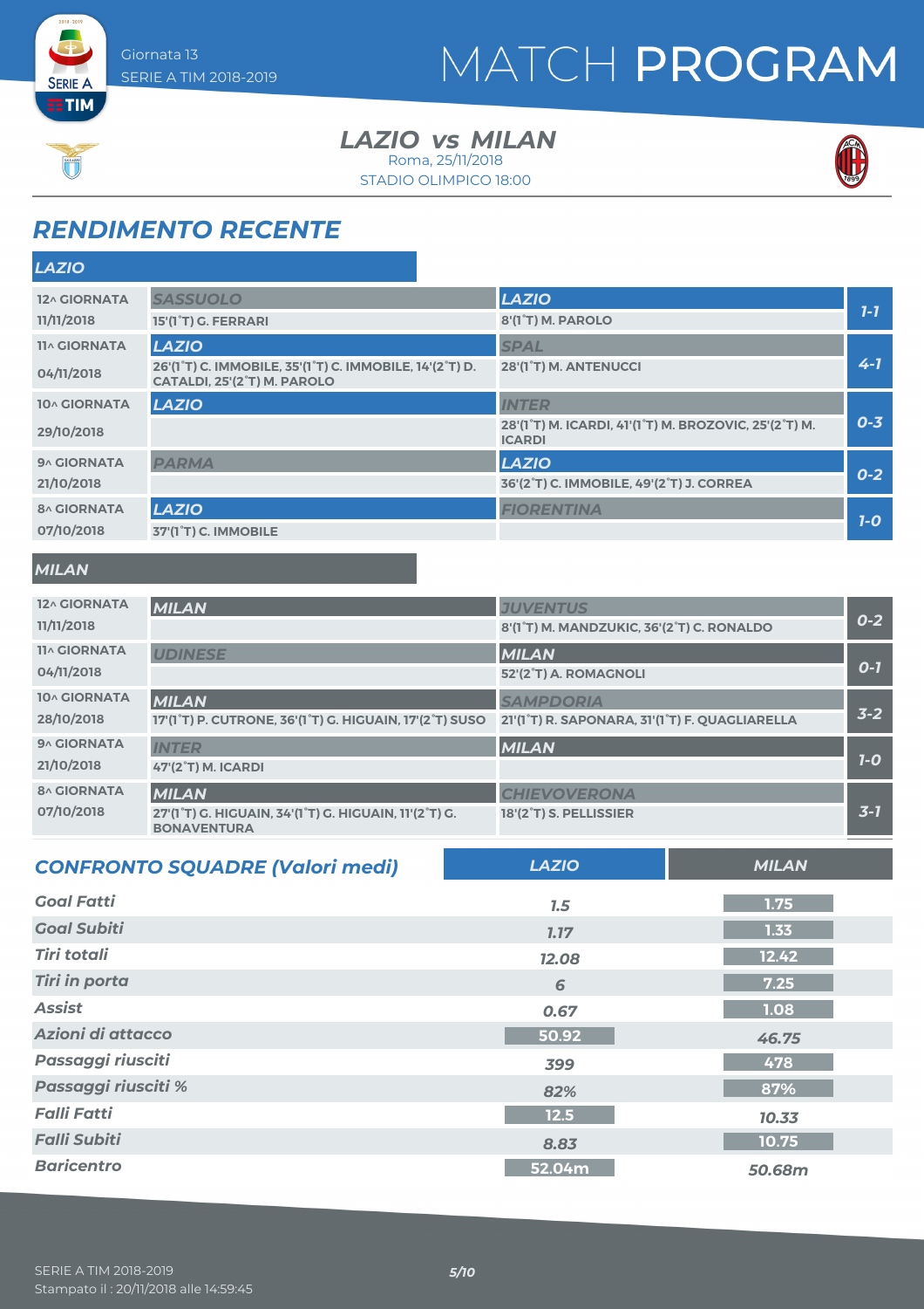# MATCH PROGRAM

Giornata 13
SERIE A TIM 2018-2019

## LAZIO vs MILAN

Roma, 25/11/2018
STADIO OLIMPICO 18:00

## RENDIMENTO RECENTE

### LAZIO

| Giornata | Casa | Trasferta | Risultato |
|---|---|---|---|
| 12^ GIORNATA 11/11/2018 | SASSUOLO<br>15'(1°T) G. FERRARI | LAZIO<br>8'(1°T) M. PAROLO | 1-1 |
| 11^ GIORNATA 04/11/2018 | LAZIO<br>26'(1°T) C. IMMOBILE, 35'(1°T) C. IMMOBILE, 14'(2°T) D. CATALDI, 25'(2°T) M. PAROLO | SPAL<br>28'(1°T) M. ANTENUCCI | 4-1 |
| 10^ GIORNATA 29/10/2018 | LAZIO | INTER<br>28'(1°T) M. ICARDI, 41'(1°T) M. BROZOVIC, 25'(2°T) M. ICARDI | 0-3 |
| 9^ GIORNATA 21/10/2018 | PARMA | LAZIO<br>36'(2°T) C. IMMOBILE, 49'(2°T) J. CORREA | 0-2 |
| 8^ GIORNATA 07/10/2018 | LAZIO<br>37'(1°T) C. IMMOBILE | FIORENTINA | 1-0 |

### MILAN

| Giornata | Casa | Trasferta | Risultato |
|---|---|---|---|
| 12^ GIORNATA 11/11/2018 | MILAN | JUVENTUS<br>8'(1°T) M. MANDZUKIC, 36'(2°T) C. RONALDO | 0-2 |
| 11^ GIORNATA 04/11/2018 | UDINESE | MILAN<br>52'(2°T) A. ROMAGNOLI | 0-1 |
| 10^ GIORNATA 28/10/2018 | MILAN<br>17'(1°T) P. CUTRONE, 36'(1°T) G. HIGUAIN, 17'(2°T) SUSO | SAMPDORIA<br>21'(1°T) R. SAPONARA, 31'(1°T) F. QUAGLIARELLA | 3-2 |
| 9^ GIORNATA 21/10/2018 | INTER<br>47'(2°T) M. ICARDI | MILAN | 1-0 |
| 8^ GIORNATA 07/10/2018 | MILAN<br>27'(1°T) G. HIGUAIN, 34'(1°T) G. HIGUAIN, 11'(2°T) G. BONAVENTURA | CHIEVOVERONA<br>18'(2°T) S. PELLISSIER | 3-1 |

## CONFRONTO SQUADRE (Valori medi)

| | LAZIO | MILAN |
|---|---|---|
| Goal Fatti | 1.5 | 1.75 |
| Goal Subiti | 1.17 | 1.33 |
| Tiri totali | 12.08 | 12.42 |
| Tiri in porta | 6 | 7.25 |
| Assist | 0.67 | 1.08 |
| Azioni di attacco | 50.92 | 46.75 |
| Passaggi riusciti | 399 | 478 |
| Passaggi riusciti % | 82% | 87% |
| Falli Fatti | 12.5 | 10.33 |
| Falli Subiti | 8.83 | 10.75 |
| Baricentro | 52.04m | 50.68m |

SERIE A TIM 2018-2019
Stampato il : 20/11/2018 alle 14:59:45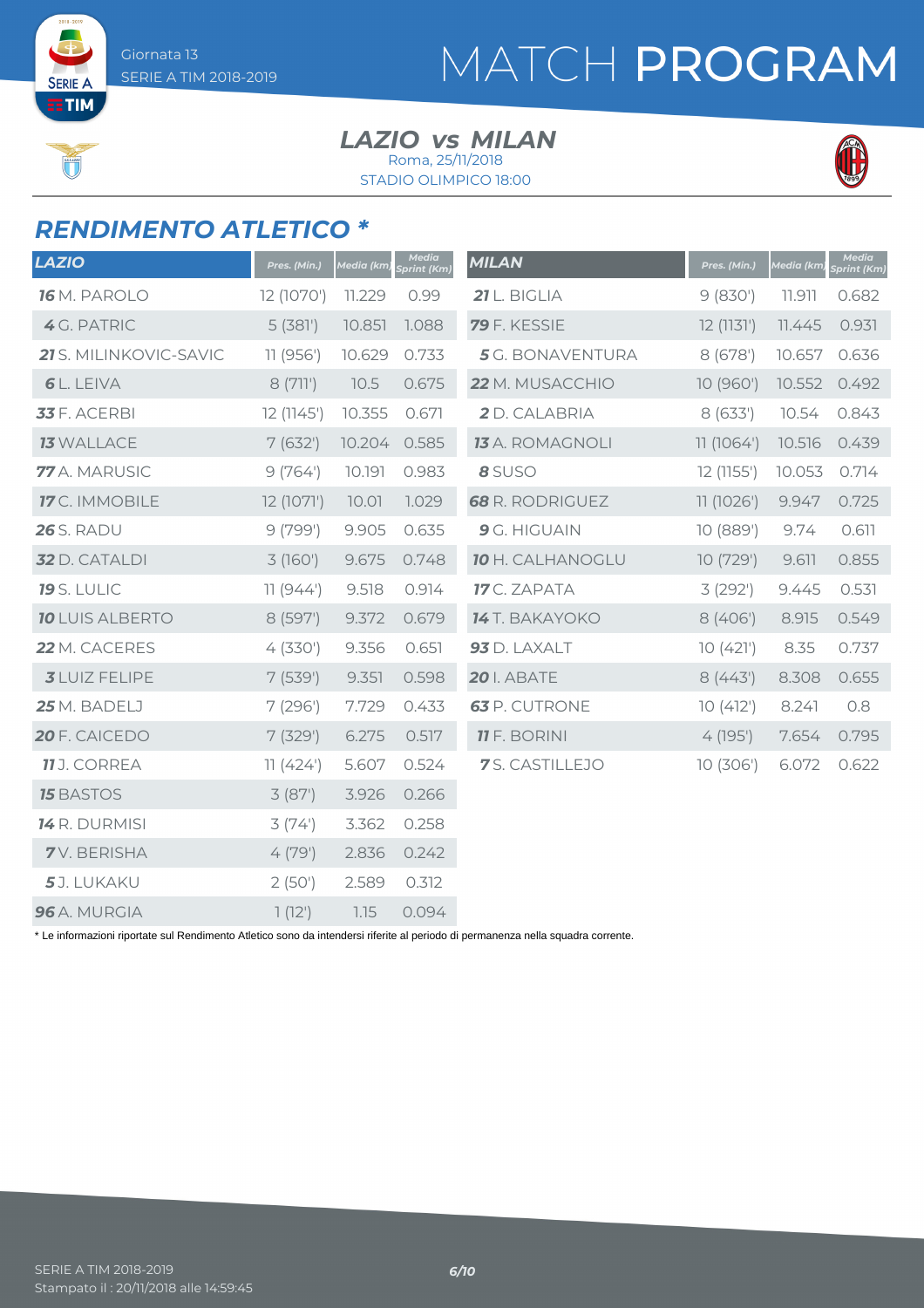# MATCH PROGRAM

Giornata 13
SERIE A TIM 2018-2019

## LAZIO vs MILAN

Roma, 25/11/2018
STADIO OLIMPICO 18:00

## RENDIMENTO ATLETICO *

| LAZIO | Pres. (Min.) | Media (km) | Media Sprint (Km) |
|---|---|---|---|
| **16** M. PAROLO | 12 (1070') | 11.229 | 0.99 |
| **4** G. PATRIC | 5 (381') | 10.851 | 1.088 |
| **21** S. MILINKOVIC-SAVIC | 11 (956') | 10.629 | 0.733 |
| **6** L. LEIVA | 8 (711') | 10.5 | 0.675 |
| **33** F. ACERBI | 12 (1145') | 10.355 | 0.671 |
| **13** WALLACE | 7 (632') | 10.204 | 0.585 |
| **77** A. MARUSIC | 9 (764') | 10.191 | 0.983 |
| **17** C. IMMOBILE | 12 (1071') | 10.01 | 1.029 |
| **26** S. RADU | 9 (799') | 9.905 | 0.635 |
| **32** D. CATALDI | 3 (160') | 9.675 | 0.748 |
| **19** S. LULIC | 11 (944') | 9.518 | 0.914 |
| **10** LUIS ALBERTO | 8 (597') | 9.372 | 0.679 |
| **22** M. CACERES | 4 (330') | 9.356 | 0.651 |
| **3** LUIZ FELIPE | 7 (539') | 9.351 | 0.598 |
| **25** M. BADELJ | 7 (296') | 7.729 | 0.433 |
| **20** F. CAICEDO | 7 (329') | 6.275 | 0.517 |
| **11** J. CORREA | 11 (424') | 5.607 | 0.524 |
| **15** BASTOS | 3 (87') | 3.926 | 0.266 |
| **14** R. DURMISI | 3 (74') | 3.362 | 0.258 |
| **7** V. BERISHA | 4 (79') | 2.836 | 0.242 |
| **5** J. LUKAKU | 2 (50') | 2.589 | 0.312 |
| **96** A. MURGIA | 1 (12') | 1.15 | 0.094 |

| MILAN | Pres. (Min.) | Media (km) | Media Sprint (Km) |
|---|---|---|---|
| **21** L. BIGLIA | 9 (830') | 11.911 | 0.682 |
| **79** F. KESSIE | 12 (1131') | 11.445 | 0.931 |
| **5** G. BONAVENTURA | 8 (678') | 10.657 | 0.636 |
| **22** M. MUSACCHIO | 10 (960') | 10.552 | 0.492 |
| **2** D. CALABRIA | 8 (633') | 10.54 | 0.843 |
| **13** A. ROMAGNOLI | 11 (1064') | 10.516 | 0.439 |
| **8** SUSO | 12 (1155') | 10.053 | 0.714 |
| **68** R. RODRIGUEZ | 11 (1026') | 9.947 | 0.725 |
| **9** G. HIGUAIN | 10 (889') | 9.74 | 0.611 |
| **10** H. CALHANOGLU | 10 (729') | 9.611 | 0.855 |
| **17** C. ZAPATA | 3 (292') | 9.445 | 0.531 |
| **14** T. BAKAYOKO | 8 (406') | 8.915 | 0.549 |
| **93** D. LAXALT | 10 (421') | 8.35 | 0.737 |
| **20** I. ABATE | 8 (443') | 8.308 | 0.655 |
| **63** P. CUTRONE | 10 (412') | 8.241 | 0.8 |
| **11** F. BORINI | 4 (195') | 7.654 | 0.795 |
| **7** S. CASTILLEJO | 10 (306') | 6.072 | 0.622 |

* Le informazioni riportate sul Rendimento Atletico sono da intendersi riferite al periodo di permanenza nella squadra corrente.

SERIE A TIM 2018-2019
Stampato il : 20/11/2018 alle 14:59:45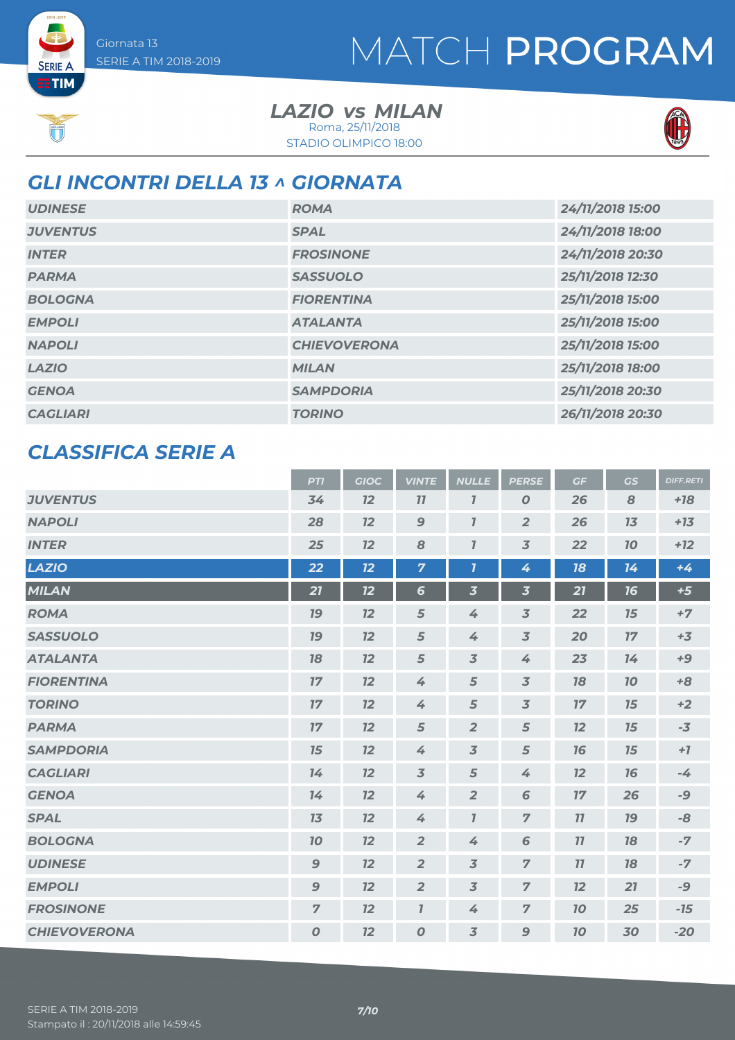Giornata 13
SERIE A TIM 2018-2019

# MATCH PROGRAM

**LAZIO vs MILAN**
Roma, 25/11/2018
STADIO OLIMPICO 18:00

## GLI INCONTRI DELLA 13 ^ GIORNATA

| | | |
|---|---|---|
| UDINESE | ROMA | 24/11/2018 15:00 |
| JUVENTUS | SPAL | 24/11/2018 18:00 |
| INTER | FROSINONE | 24/11/2018 20:30 |
| PARMA | SASSUOLO | 25/11/2018 12:30 |
| BOLOGNA | FIORENTINA | 25/11/2018 15:00 |
| EMPOLI | ATALANTA | 25/11/2018 15:00 |
| NAPOLI | CHIEVOVERONA | 25/11/2018 15:00 |
| LAZIO | MILAN | 25/11/2018 18:00 |
| GENOA | SAMPDORIA | 25/11/2018 20:30 |
| CAGLIARI | TORINO | 26/11/2018 20:30 |

## CLASSIFICA SERIE A

| | PTI | GIOC | VINTE | NULLE | PERSE | GF | GS | DIFF.RETI |
|---|---|---|---|---|---|---|---|---|
| JUVENTUS | 34 | 12 | 11 | 1 | 0 | 26 | 8 | +18 |
| NAPOLI | 28 | 12 | 9 | 1 | 2 | 26 | 13 | +13 |
| INTER | 25 | 12 | 8 | 1 | 3 | 22 | 10 | +12 |
| LAZIO | 22 | 12 | 7 | 1 | 4 | 18 | 14 | +4 |
| MILAN | 21 | 12 | 6 | 3 | 3 | 21 | 16 | +5 |
| ROMA | 19 | 12 | 5 | 4 | 3 | 22 | 15 | +7 |
| SASSUOLO | 19 | 12 | 5 | 4 | 3 | 20 | 17 | +3 |
| ATALANTA | 18 | 12 | 5 | 3 | 4 | 23 | 14 | +9 |
| FIORENTINA | 17 | 12 | 4 | 5 | 3 | 18 | 10 | +8 |
| TORINO | 17 | 12 | 4 | 5 | 3 | 17 | 15 | +2 |
| PARMA | 17 | 12 | 5 | 2 | 5 | 12 | 15 | -3 |
| SAMPDORIA | 15 | 12 | 4 | 3 | 5 | 16 | 15 | +1 |
| CAGLIARI | 14 | 12 | 3 | 5 | 4 | 12 | 16 | -4 |
| GENOA | 14 | 12 | 4 | 2 | 6 | 17 | 26 | -9 |
| SPAL | 13 | 12 | 4 | 1 | 7 | 11 | 19 | -8 |
| BOLOGNA | 10 | 12 | 2 | 4 | 6 | 11 | 18 | -7 |
| UDINESE | 9 | 12 | 2 | 3 | 7 | 11 | 18 | -7 |
| EMPOLI | 9 | 12 | 2 | 3 | 7 | 12 | 21 | -9 |
| FROSINONE | 7 | 12 | 1 | 4 | 7 | 10 | 25 | -15 |
| CHIEVOVERONA | 0 | 12 | 0 | 3 | 9 | 10 | 30 | -20 |

SERIE A TIM 2018-2019
Stampato il : 20/11/2018 alle 14:59:45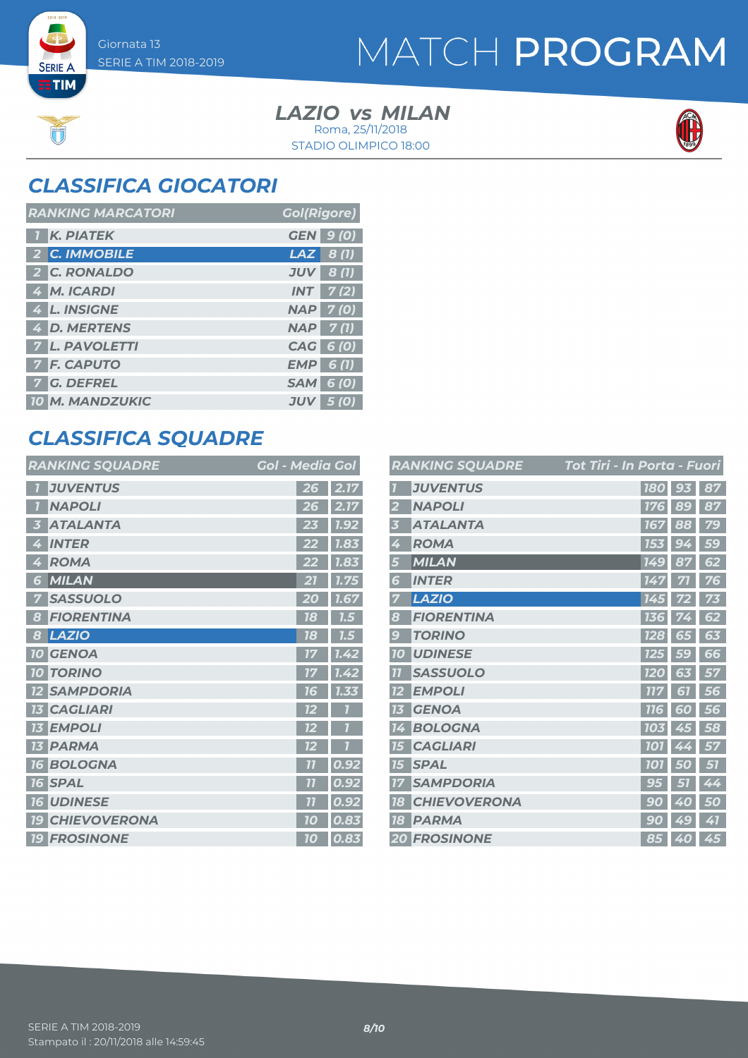Giornata 13
SERIE A TIM 2018-2019

# MATCH PROGRAM

**LAZIO vs MILAN**
Roma, 25/11/2018
STADIO OLIMPICO 18:00

## CLASSIFICA GIOCATORI

| RANKING MARCATORI | | | Gol(Rigore) |
|---|---|---|---|
| 1 | K. PIATEK | GEN | 9 (0) |
| 2 | C. IMMOBILE | LAZ | 8 (1) |
| 2 | C. RONALDO | JUV | 8 (1) |
| 4 | M. ICARDI | INT | 7 (2) |
| 4 | L. INSIGNE | NAP | 7 (0) |
| 4 | D. MERTENS | NAP | 7 (1) |
| 7 | L. PAVOLETTI | CAG | 6 (0) |
| 7 | F. CAPUTO | EMP | 6 (1) |
| 7 | G. DEFREL | SAM | 6 (0) |
| 10 | M. MANDZUKIC | JUV | 5 (0) |

## CLASSIFICA SQUADRE

| RANKING SQUADRE | | Gol | Media Gol |
|---|---|---|---|
| 1 | JUVENTUS | 26 | 2.17 |
| 1 | NAPOLI | 26 | 2.17 |
| 3 | ATALANTA | 23 | 1.92 |
| 4 | INTER | 22 | 1.83 |
| 4 | ROMA | 22 | 1.83 |
| 6 | MILAN | 21 | 1.75 |
| 7 | SASSUOLO | 20 | 1.67 |
| 8 | FIORENTINA | 18 | 1.5 |
| 8 | LAZIO | 18 | 1.5 |
| 10 | GENOA | 17 | 1.42 |
| 10 | TORINO | 17 | 1.42 |
| 12 | SAMPDORIA | 16 | 1.33 |
| 13 | CAGLIARI | 12 | 1 |
| 13 | EMPOLI | 12 | 1 |
| 13 | PARMA | 12 | 1 |
| 16 | BOLOGNA | 11 | 0.92 |
| 16 | SPAL | 11 | 0.92 |
| 16 | UDINESE | 11 | 0.92 |
| 19 | CHIEVOVERONA | 10 | 0.83 |
| 19 | FROSINONE | 10 | 0.83 |

| RANKING SQUADRE | | Tot Tiri | In Porta | Fuori |
|---|---|---|---|---|
| 1 | JUVENTUS | 180 | 93 | 87 |
| 2 | NAPOLI | 176 | 89 | 87 |
| 3 | ATALANTA | 167 | 88 | 79 |
| 4 | ROMA | 153 | 94 | 59 |
| 5 | MILAN | 149 | 87 | 62 |
| 6 | INTER | 147 | 71 | 76 |
| 7 | LAZIO | 145 | 72 | 73 |
| 8 | FIORENTINA | 136 | 74 | 62 |
| 9 | TORINO | 128 | 65 | 63 |
| 10 | UDINESE | 125 | 59 | 66 |
| 11 | SASSUOLO | 120 | 63 | 57 |
| 12 | EMPOLI | 117 | 61 | 56 |
| 13 | GENOA | 116 | 60 | 56 |
| 14 | BOLOGNA | 103 | 45 | 58 |
| 15 | CAGLIARI | 101 | 44 | 57 |
| 15 | SPAL | 101 | 50 | 51 |
| 17 | SAMPDORIA | 95 | 51 | 44 |
| 18 | CHIEVOVERONA | 90 | 40 | 50 |
| 18 | PARMA | 90 | 49 | 41 |
| 20 | FROSINONE | 85 | 40 | 45 |

SERIE A TIM 2018-2019
Stampato il : 20/11/2018 alle 14:59:45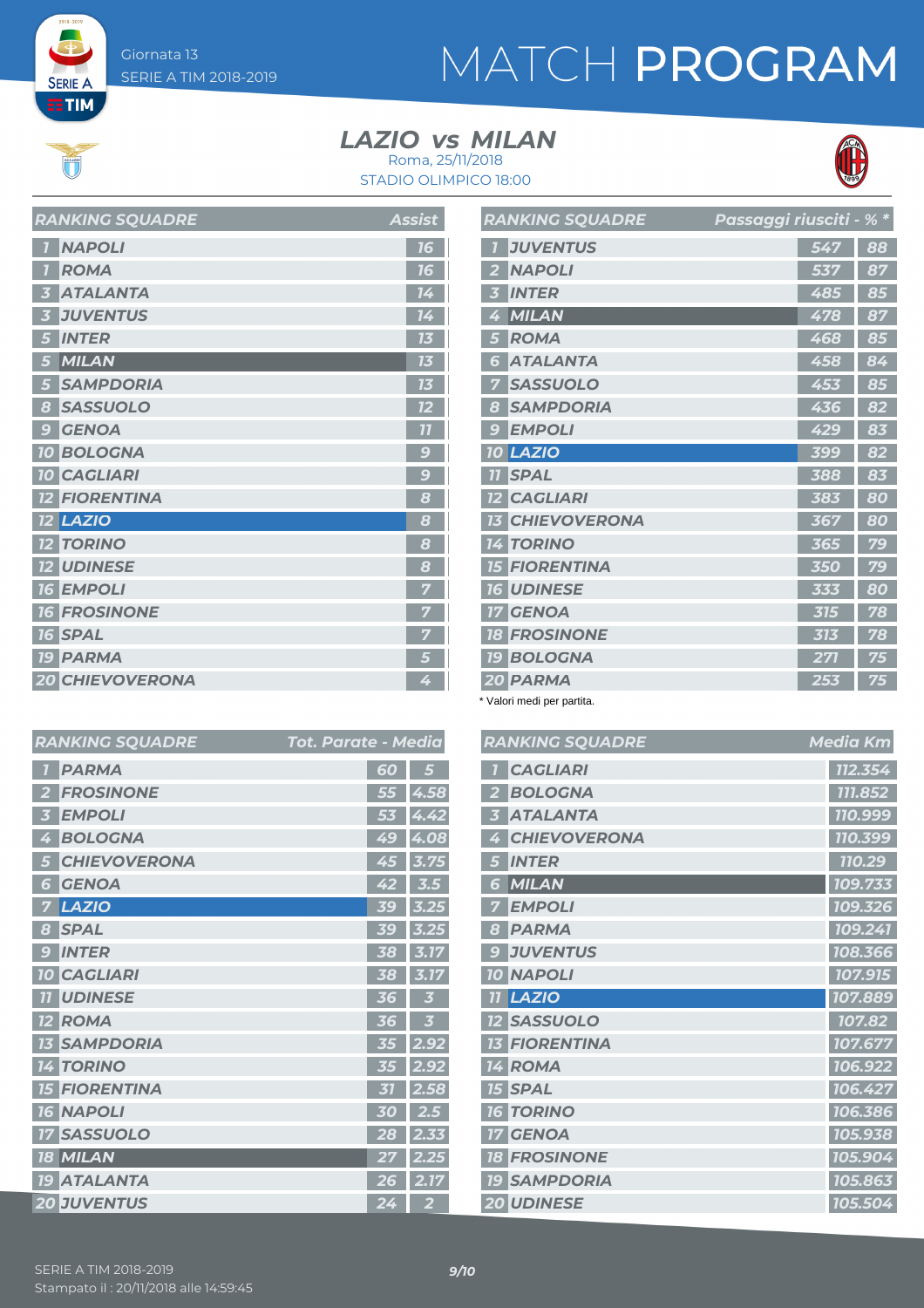# MATCH PROGRAM

Giornata 13
SERIE A TIM 2018-2019

## LAZIO vs MILAN

Roma, 25/11/2018
STADIO OLIMPICO 18:00

| RANKING SQUADRE | | Assist |
|---|---|---|
| 1 | NAPOLI | 16 |
| 1 | ROMA | 16 |
| 3 | ATALANTA | 14 |
| 3 | JUVENTUS | 14 |
| 5 | INTER | 13 |
| 5 | MILAN | 13 |
| 5 | SAMPDORIA | 13 |
| 8 | SASSUOLO | 12 |
| 9 | GENOA | 11 |
| 10 | BOLOGNA | 9 |
| 10 | CAGLIARI | 9 |
| 12 | FIORENTINA | 8 |
| 12 | LAZIO | 8 |
| 12 | TORINO | 8 |
| 12 | UDINESE | 8 |
| 16 | EMPOLI | 7 |
| 16 | FROSINONE | 7 |
| 16 | SPAL | 7 |
| 19 | PARMA | 5 |
| 20 | CHIEVOVERONA | 4 |

| RANKING SQUADRE | | Passaggi riusciti | % * |
|---|---|---|---|
| 1 | JUVENTUS | 547 | 88 |
| 2 | NAPOLI | 537 | 87 |
| 3 | INTER | 485 | 85 |
| 4 | MILAN | 478 | 87 |
| 5 | ROMA | 468 | 85 |
| 6 | ATALANTA | 458 | 84 |
| 7 | SASSUOLO | 453 | 85 |
| 8 | SAMPDORIA | 436 | 82 |
| 9 | EMPOLI | 429 | 83 |
| 10 | LAZIO | 399 | 82 |
| 11 | SPAL | 388 | 83 |
| 12 | CAGLIARI | 383 | 80 |
| 13 | CHIEVOVERONA | 367 | 80 |
| 14 | TORINO | 365 | 79 |
| 15 | FIORENTINA | 350 | 79 |
| 16 | UDINESE | 333 | 80 |
| 17 | GENOA | 315 | 78 |
| 18 | FROSINONE | 313 | 78 |
| 19 | BOLOGNA | 271 | 75 |
| 20 | PARMA | 253 | 75 |

\* Valori medi per partita.

| RANKING SQUADRE | | Tot. Parate | Media |
|---|---|---|---|
| 1 | PARMA | 60 | 5 |
| 2 | FROSINONE | 55 | 4.58 |
| 3 | EMPOLI | 53 | 4.42 |
| 4 | BOLOGNA | 49 | 4.08 |
| 5 | CHIEVOVERONA | 45 | 3.75 |
| 6 | GENOA | 42 | 3.5 |
| 7 | LAZIO | 39 | 3.25 |
| 8 | SPAL | 39 | 3.25 |
| 9 | INTER | 38 | 3.17 |
| 10 | CAGLIARI | 38 | 3.17 |
| 11 | UDINESE | 36 | 3 |
| 12 | ROMA | 36 | 3 |
| 13 | SAMPDORIA | 35 | 2.92 |
| 14 | TORINO | 35 | 2.92 |
| 15 | FIORENTINA | 31 | 2.58 |
| 16 | NAPOLI | 30 | 2.5 |
| 17 | SASSUOLO | 28 | 2.33 |
| 18 | MILAN | 27 | 2.25 |
| 19 | ATALANTA | 26 | 2.17 |
| 20 | JUVENTUS | 24 | 2 |

| RANKING SQUADRE | | Media Km |
|---|---|---|
| 1 | CAGLIARI | 112.354 |
| 2 | BOLOGNA | 111.852 |
| 3 | ATALANTA | 110.999 |
| 4 | CHIEVOVERONA | 110.399 |
| 5 | INTER | 110.29 |
| 6 | MILAN | 109.733 |
| 7 | EMPOLI | 109.326 |
| 8 | PARMA | 109.241 |
| 9 | JUVENTUS | 108.366 |
| 10 | NAPOLI | 107.915 |
| 11 | LAZIO | 107.889 |
| 12 | SASSUOLO | 107.82 |
| 13 | FIORENTINA | 107.677 |
| 14 | ROMA | 106.922 |
| 15 | SPAL | 106.427 |
| 16 | TORINO | 106.386 |
| 17 | GENOA | 105.938 |
| 18 | FROSINONE | 105.904 |
| 19 | SAMPDORIA | 105.863 |
| 20 | UDINESE | 105.504 |

SERIE A TIM 2018-2019
Stampato il : 20/11/2018 alle 14:59:45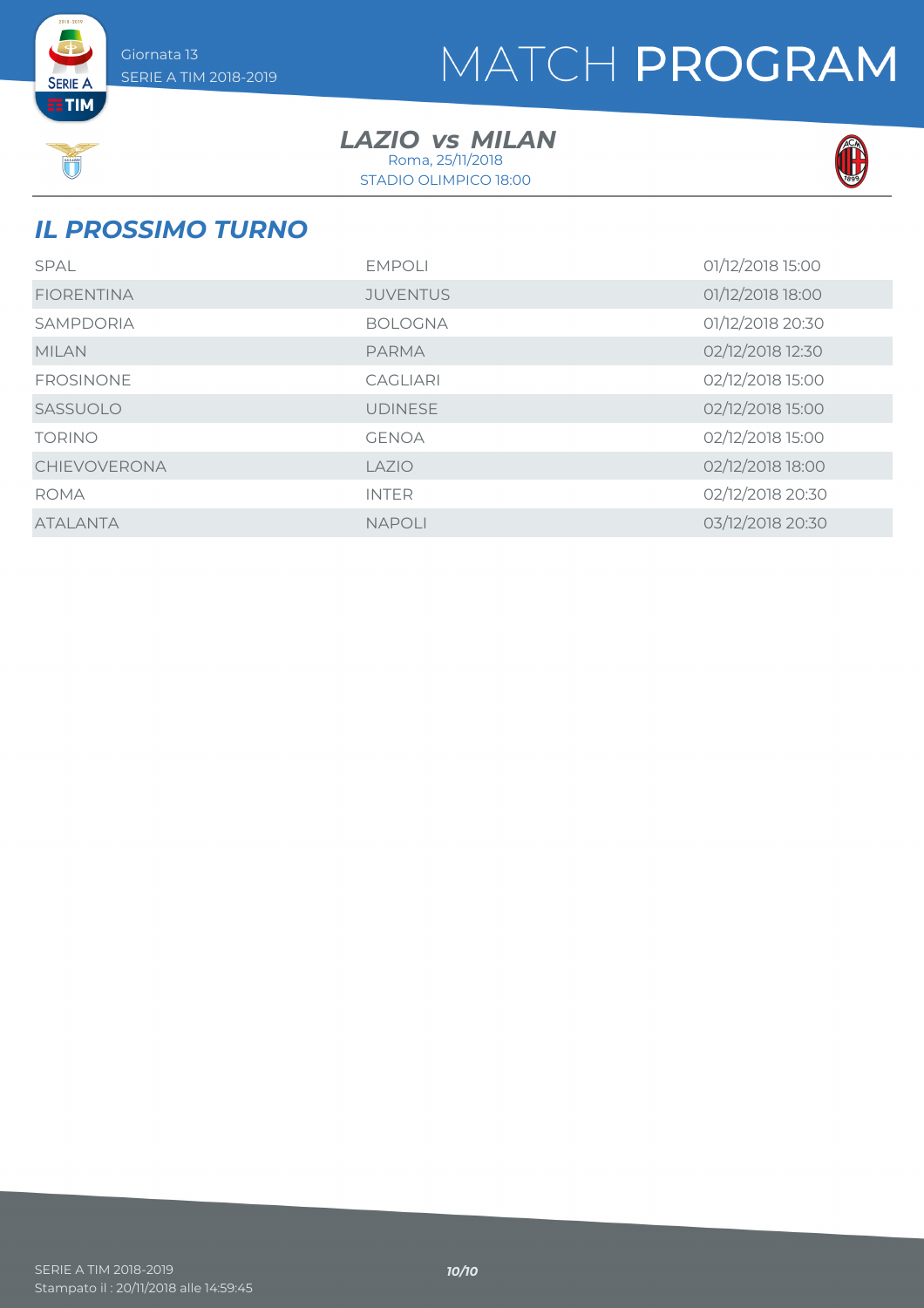# MATCH PROGRAM

Giornata 13
SERIE A TIM 2018-2019

## LAZIO vs MILAN

Roma, 25/11/2018
STADIO OLIMPICO 18:00

## IL PROSSIMO TURNO

| | | |
|---|---|---|
| SPAL | EMPOLI | 01/12/2018 15:00 |
| FIORENTINA | JUVENTUS | 01/12/2018 18:00 |
| SAMPDORIA | BOLOGNA | 01/12/2018 20:30 |
| MILAN | PARMA | 02/12/2018 12:30 |
| FROSINONE | CAGLIARI | 02/12/2018 15:00 |
| SASSUOLO | UDINESE | 02/12/2018 15:00 |
| TORINO | GENOA | 02/12/2018 15:00 |
| CHIEVOVERONA | LAZIO | 02/12/2018 18:00 |
| ROMA | INTER | 02/12/2018 20:30 |
| ATALANTA | NAPOLI | 03/12/2018 20:30 |

SERIE A TIM 2018-2019
Stampato il : 20/11/2018 alle 14:59:45